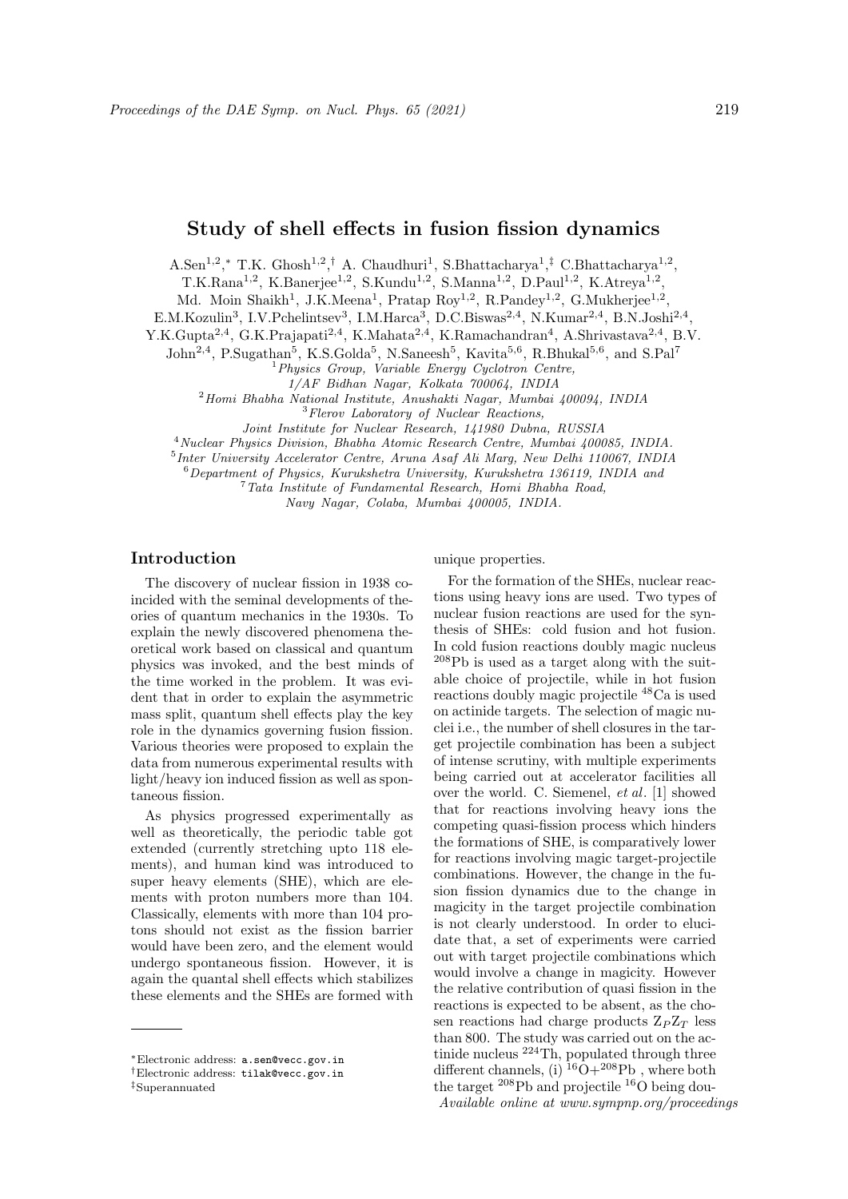# Study of shell effects in fusion fission dynamics

A.Sen[1,2,*] T.K. Ghosh[1,2,†] A. Chaudhuri[1], S.Bhattacharya[1,‡] C.Bhattacharya[1,2], T.K.Rana[1,2], K.Banerjee[1,2], S.Kundu[1,2], S.Manna[1,2], D.Paul[1,2], K.Atreya[1,2], Md. Moin Shaikh[1], J.K.Meena[1], Pratap Roy[1,2], R.Pandey[1,2], G.Mukherjee[1,2], E.M.Kozulin[3], I.V.Pchelintsev[3], I.M.Harca[3], D.C.Biswas[2,4], N.Kumar[2,4], B.N.Joshi[2,4], Y.K.Gupta[2,4], G.K.Prajapati[2,4], K.Mahata[2,4], K.Ramachandran[4], A.Shrivastava[2,4], B.V. John[2,4], P.Sugathan[5], K.S.Golda[5], N.Saneesh[5], Kavita[5,6], R.Bhukal[5,6], and S.Pal[7]

[1] *Physics Group, Variable Energy Cyclotron Centre, 1/AF Bidhan Nagar, Kolkata 700064, INDIA*
[2] *Homi Bhabha National Institute, Anushakti Nagar, Mumbai 400094, INDIA*
[3] *Flerov Laboratory of Nuclear Reactions, Joint Institute for Nuclear Research, 141980 Dubna, RUSSIA*
[4] *Nuclear Physics Division, Bhabha Atomic Research Centre, Mumbai 400085, INDIA.*
[5] *Inter University Accelerator Centre, Aruna Asaf Ali Marg, New Delhi 110067, INDIA*
[6] *Department of Physics, Kurukshetra University, Kurukshetra 136119, INDIA and*
[7] *Tata Institute of Fundamental Research, Homi Bhabha Road, Navy Nagar, Colaba, Mumbai 400005, INDIA.*

## Introduction

The discovery of nuclear fission in 1938 coincided with the seminal developments of theories of quantum mechanics in the 1930s. To explain the newly discovered phenomena theoretical work based on classical and quantum physics was invoked, and the best minds of the time worked in the problem. It was evident that in order to explain the asymmetric mass split, quantum shell effects play the key role in the dynamics governing fusion fission. Various theories were proposed to explain the data from numerous experimental results with light/heavy ion induced fission as well as spontaneous fission.

As physics progressed experimentally as well as theoretically, the periodic table got extended (currently stretching upto 118 elements), and human kind was introduced to super heavy elements (SHE), which are elements with proton numbers more than 104. Classically, elements with more than 104 protons should not exist as the fission barrier would have been zero, and the element would undergo spontaneous fission. However, it is again the quantal shell effects which stabilizes these elements and the SHEs are formed with unique properties.

For the formation of the SHEs, nuclear reactions using heavy ions are used. Two types of nuclear fusion reactions are used for the synthesis of SHEs: cold fusion and hot fusion. In cold fusion reactions doubly magic nucleus $^{208}$Pb is used as a target along with the suitable choice of projectile, while in hot fusion reactions doubly magic projectile $^{48}$Ca is used on actinide targets. The selection of magic nuclei i.e., the number of shell closures in the target projectile combination has been a subject of intense scrutiny, with multiple experiments being carried out at accelerator facilities all over the world. C. Siemenel, *et al*. [1] showed that for reactions involving heavy ions the competing quasi-fission process which hinders the formations of SHE, is comparatively lower for reactions involving magic target-projectile combinations. However, the change in the fusion fission dynamics due to the change in magicity in the target projectile combination is not clearly understood. In order to elucidate that, a set of experiments were carried out with target projectile combinations which would involve a change in magicity. However the relative contribution of quasi fission in the reactions is expected to be absent, as the chosen reactions had charge products $Z_P Z_T$ less than 800. The study was carried out on the actinide nucleus $^{224}$Th, populated through three different channels, (i) $^{16}$O+$^{208}$Pb , where both the target $^{208}$Pb and projectile $^{16}$O being dou-

*Electronic address: a.sen@vecc.gov.in
†Electronic address: tilak@vecc.gov.in
‡Superannuated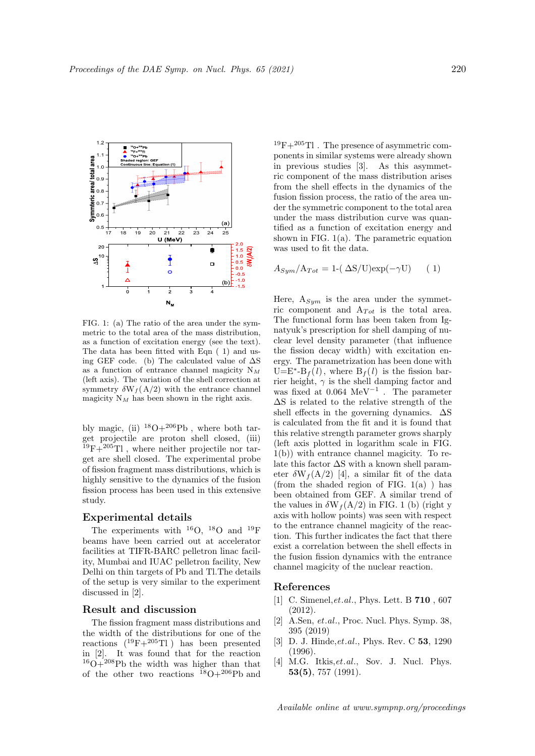Symmetric area/ total area

1.2
1.1
1.0
0.9
0.8
0.7
0.6
0.5

$^{16}$O+$^{208}$Pb
$^{19}$F+$^{205}$Tl
$^{18}$O+$^{206}$Pb
Shaded region: GEF
Continuous line: Equation (1)

(a)

17 18 19 20 21 22 23 24 25

U (MeV)

ΔS

20
10
1

δW$_f$(A/2)

2.0
1.5
1.0
0.5
0.0
-0.5
-1.0
-1.5

(b)

0 1 2 3 4

N$_M$

FIG. 1: (a) The ratio of the area under the symmetric to the total area of the mass distribution, as a function of excitation energy (see the text). The data has been fitted with Eqn ( 1) and using GEF code. (b) The calculated value of $\Delta$S as a function of entrance channel magicity $N_M$ (left axis). The variation of the shell correction at symmetry $\delta W_f(A/2)$ with the entrance channel magicity $N_M$ has been shown in the right axis.

bly magic, (ii) $^{18}$O+$^{206}$Pb , where both target projectile are proton shell closed, (iii) $^{19}$F+$^{205}$Tl , where neither projectile nor target are shell closed. The experimental probe of fission fragment mass distributions, which is highly sensitive to the dynamics of the fusion fission process has been used in this extensive study.

## Experimental details

The experiments with $^{16}$O, $^{18}$O and $^{19}$F beams have been carried out at accelerator facilities at TIFR-BARC pelletron linac facility, Mumbai and IUAC pelletron facility, New Delhi on thin targets of Pb and Tl.The details of the setup is very similar to the experiment discussed in [2].

## Result and discussion

The fission fragment mass distributions and the width of the distributions for one of the reactions ($^{19}$F+$^{205}$Tl ) has been presented in [2]. It was found that for the reaction $^{16}$O+$^{208}$Pb the width was higher than that of the other two reactions $^{18}$O+$^{206}$Pb and $^{19}$F+$^{205}$Tl . The presence of asymmetric components in similar systems were already shown in previous studies [3]. As this asymmetric component of the mass distribution arises from the shell effects in the dynamics of the fusion fission process, the ratio of the area under the symmetric component to the total area under the mass distribution curve was quantified as a function of excitation energy and shown in FIG. 1(a). The parametric equation was used to fit the data.

$$A_{Sym}/A_{Tot} = 1-(\Delta S/U)\exp(-\gamma U) \quad (1)$$

Here, $A_{Sym}$ is the area under the symmetric component and $A_{Tot}$ is the total area. The functional form has been taken from Ignatyuk's prescription for shell damping of nuclear level density parameter (that influence the fission decay width) with excitation energy. The parametrization has been done with $U=E^{*}-B_f(l)$, where $B_f(l)$ is the fission barrier height, $\gamma$ is the shell damping factor and was fixed at 0.064 MeV$^{-1}$ . The parameter $\Delta$S is related to the relative strength of the shell effects in the governing dynamics. $\Delta$S is calculated from the fit and it is found that this relative strength parameter grows sharply (left axis plotted in logarithm scale in FIG. 1(b)) with entrance channel magicity. To relate this factor $\Delta$S with a known shell parameter $\delta W_f(A/2)$ [4], a similar fit of the data (from the shaded region of FIG. 1(a) ) has been obtained from GEF. A similar trend of the values in $\delta W_f(A/2)$ in FIG. 1 (b) (right y axis with hollow points) was seen with respect to the entrance channel magicity of the reaction. This further indicates the fact that there exist a correlation between the shell effects in the fusion fission dynamics with the entrance channel magicity of the nuclear reaction.

## References

[1] C. Simenel, *et.al.*, Phys. Lett. B **710** , 607 (2012).

[2] A.Sen, *et.al.*, Proc. Nucl. Phys. Symp. 38, 395 (2019)

[3] D. J. Hinde, *et.al.*, Phys. Rev. C **53**, 1290 (1996).

[4] M.G. Itkis, *et.al.*, Sov. J. Nucl. Phys. **53(5)**, 757 (1991).